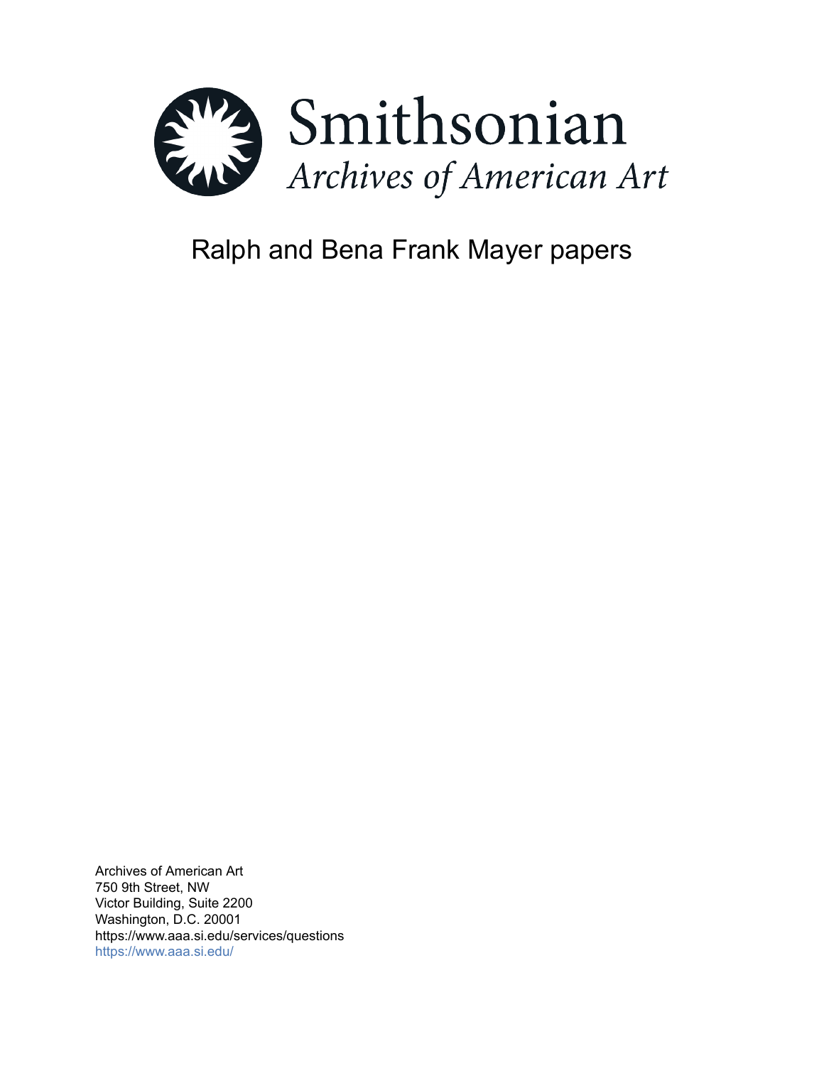Smithsonian
*Archives of American Art*

# Ralph and Bena Frank Mayer papers

Archives of American Art
750 9th Street, NW
Victor Building, Suite 2200
Washington, D.C. 20001
https://www.aaa.si.edu/services/questions
https://www.aaa.si.edu/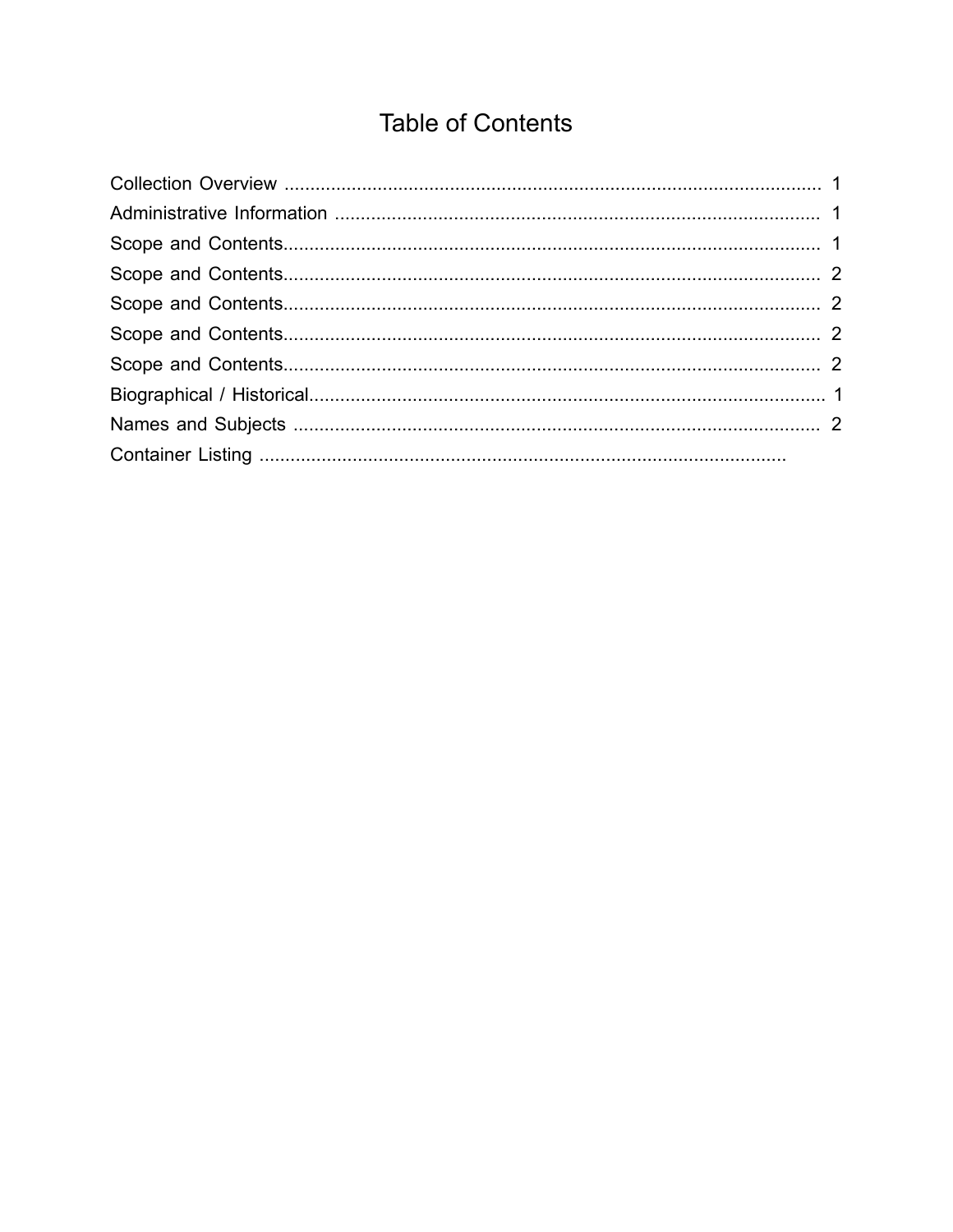# Table of Contents

Collection Overview ........................................................................................................ 1
Administrative Information ............................................................................................. 1
Scope and Contents........................................................................................................ 1
Scope and Contents........................................................................................................ 2
Scope and Contents........................................................................................................ 2
Scope and Contents........................................................................................................ 2
Scope and Contents........................................................................................................ 2
Biographical / Historical.................................................................................................. 1
Names and Subjects ...................................................................................................... 2
Container Listing ......................................................................................................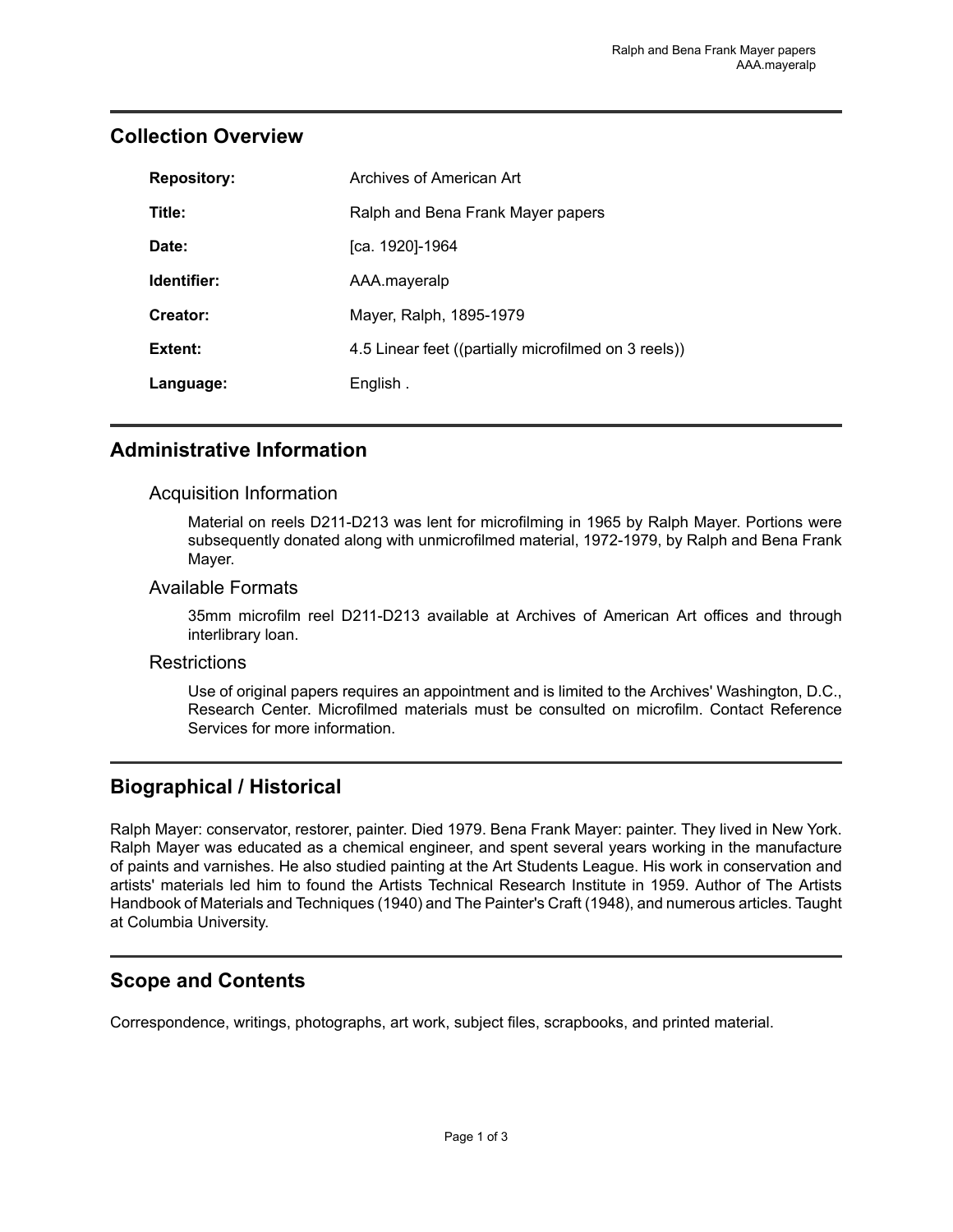## Collection Overview

| | |
|---|---|
| **Repository:** | Archives of American Art |
| **Title:** | Ralph and Bena Frank Mayer papers |
| **Date:** | [ca. 1920]-1964 |
| **Identifier:** | AAA.mayeralp |
| **Creator:** | Mayer, Ralph, 1895-1979 |
| **Extent:** | 4.5 Linear feet ((partially microfilmed on 3 reels)) |
| **Language:** | English . |

## Administrative Information

### Acquisition Information

Material on reels D211-D213 was lent for microfilming in 1965 by Ralph Mayer. Portions were subsequently donated along with unmicrofilmed material, 1972-1979, by Ralph and Bena Frank Mayer.

### Available Formats

35mm microfilm reel D211-D213 available at Archives of American Art offices and through interlibrary loan.

### Restrictions

Use of original papers requires an appointment and is limited to the Archives' Washington, D.C., Research Center. Microfilmed materials must be consulted on microfilm. Contact Reference Services for more information.

## Biographical / Historical

Ralph Mayer: conservator, restorer, painter. Died 1979. Bena Frank Mayer: painter. They lived in New York. Ralph Mayer was educated as a chemical engineer, and spent several years working in the manufacture of paints and varnishes. He also studied painting at the Art Students League. His work in conservation and artists' materials led him to found the Artists Technical Research Institute in 1959. Author of The Artists Handbook of Materials and Techniques (1940) and The Painter's Craft (1948), and numerous articles. Taught at Columbia University.

## Scope and Contents

Correspondence, writings, photographs, art work, subject files, scrapbooks, and printed material.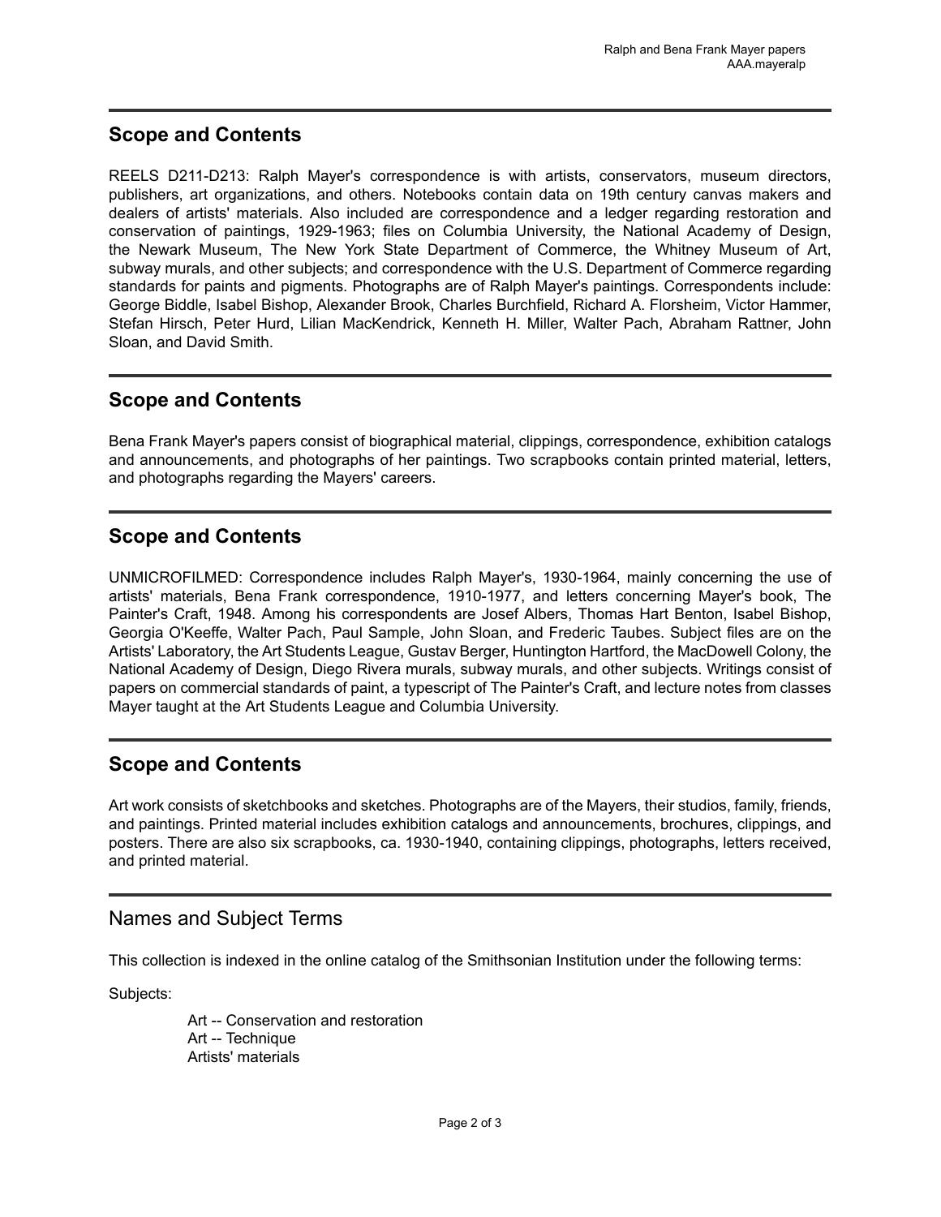## Scope and Contents

REELS D211-D213: Ralph Mayer's correspondence is with artists, conservators, museum directors, publishers, art organizations, and others. Notebooks contain data on 19th century canvas makers and dealers of artists' materials. Also included are correspondence and a ledger regarding restoration and conservation of paintings, 1929-1963; files on Columbia University, the National Academy of Design, the Newark Museum, The New York State Department of Commerce, the Whitney Museum of Art, subway murals, and other subjects; and correspondence with the U.S. Department of Commerce regarding standards for paints and pigments. Photographs are of Ralph Mayer's paintings. Correspondents include: George Biddle, Isabel Bishop, Alexander Brook, Charles Burchfield, Richard A. Florsheim, Victor Hammer, Stefan Hirsch, Peter Hurd, Lilian MacKendrick, Kenneth H. Miller, Walter Pach, Abraham Rattner, John Sloan, and David Smith.

## Scope and Contents

Bena Frank Mayer's papers consist of biographical material, clippings, correspondence, exhibition catalogs and announcements, and photographs of her paintings. Two scrapbooks contain printed material, letters, and photographs regarding the Mayers' careers.

## Scope and Contents

UNMICROFILMED: Correspondence includes Ralph Mayer's, 1930-1964, mainly concerning the use of artists' materials, Bena Frank correspondence, 1910-1977, and letters concerning Mayer's book, The Painter's Craft, 1948. Among his correspondents are Josef Albers, Thomas Hart Benton, Isabel Bishop, Georgia O'Keeffe, Walter Pach, Paul Sample, John Sloan, and Frederic Taubes. Subject files are on the Artists' Laboratory, the Art Students League, Gustav Berger, Huntington Hartford, the MacDowell Colony, the National Academy of Design, Diego Rivera murals, subway murals, and other subjects. Writings consist of papers on commercial standards of paint, a typescript of The Painter's Craft, and lecture notes from classes Mayer taught at the Art Students League and Columbia University.

## Scope and Contents

Art work consists of sketchbooks and sketches. Photographs are of the Mayers, their studios, family, friends, and paintings. Printed material includes exhibition catalogs and announcements, brochures, clippings, and posters. There are also six scrapbooks, ca. 1930-1940, containing clippings, photographs, letters received, and printed material.

## Names and Subject Terms

This collection is indexed in the online catalog of the Smithsonian Institution under the following terms:

Subjects:

- Art -- Conservation and restoration
- Art -- Technique
- Artists' materials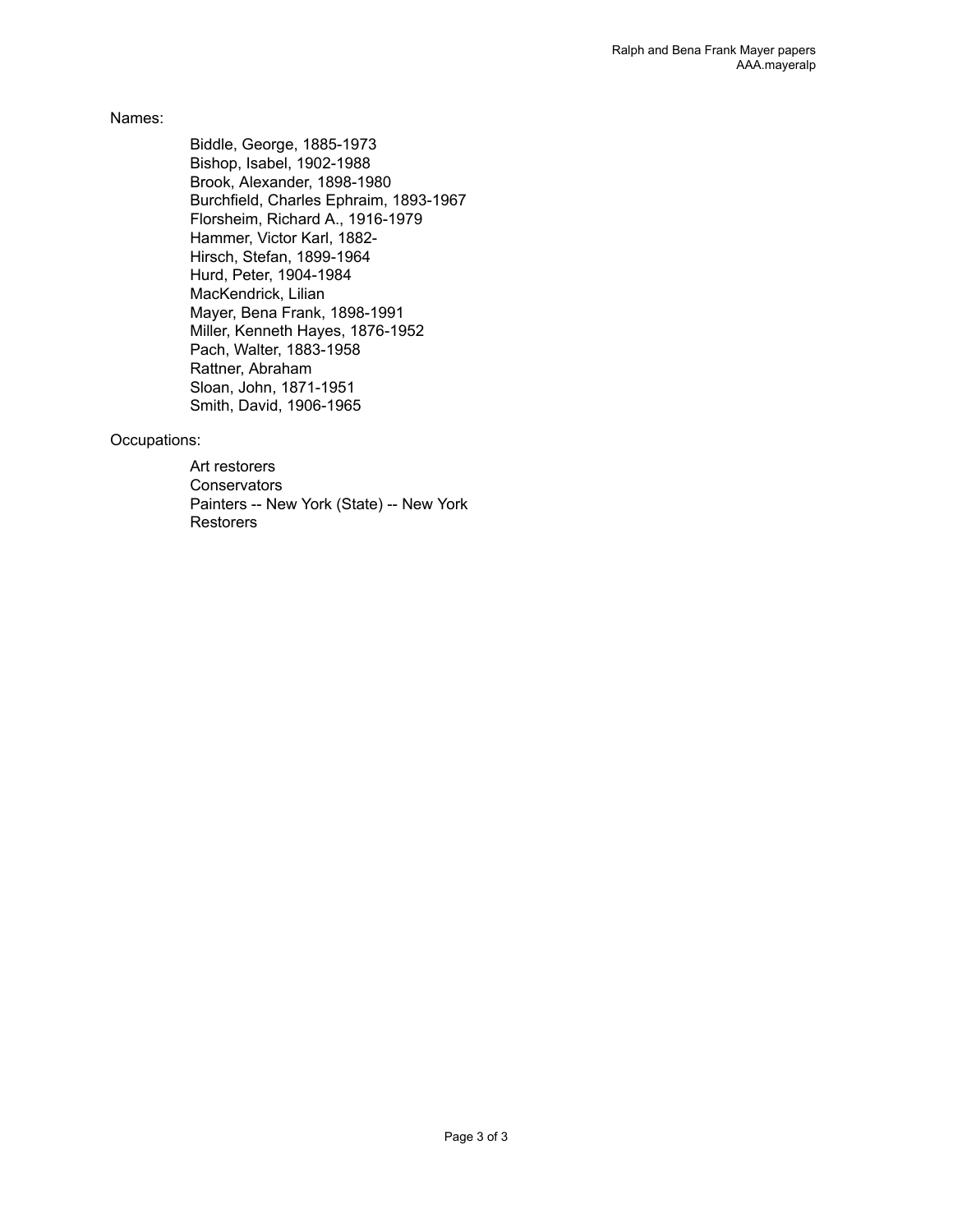Names:

- Biddle, George, 1885-1973
- Bishop, Isabel, 1902-1988
- Brook, Alexander, 1898-1980
- Burchfield, Charles Ephraim, 1893-1967
- Florsheim, Richard A., 1916-1979
- Hammer, Victor Karl, 1882-
- Hirsch, Stefan, 1899-1964
- Hurd, Peter, 1904-1984
- MacKendrick, Lilian
- Mayer, Bena Frank, 1898-1991
- Miller, Kenneth Hayes, 1876-1952
- Pach, Walter, 1883-1958
- Rattner, Abraham
- Sloan, John, 1871-1951
- Smith, David, 1906-1965

Occupations:

- Art restorers
- Conservators
- Painters -- New York (State) -- New York
- Restorers